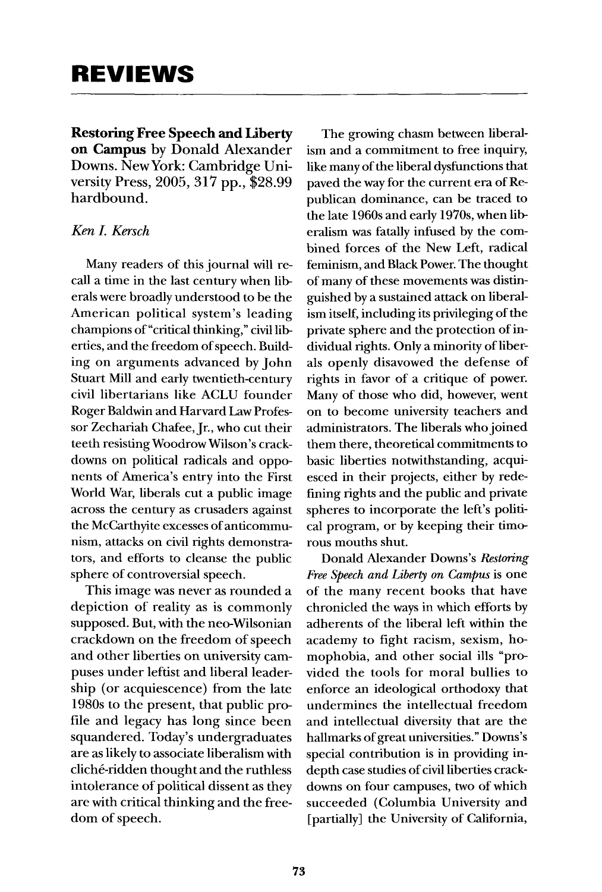# REVIEWS

**Restoring Free Speech and Liberty on Campus** by Donald Alexander Downs. New York: Cambridge University Press, 2005, 317 pp., $28.99 hardbound.

*Ken I. Kersch*

Many readers of this journal will recall a time in the last century when liberals were broadly understood to be the American political system's leading champions of "critical thinking," civil liberties, and the freedom of speech. Building on arguments advanced by John Stuart Mill and early twentieth-century civil libertarians like ACLU founder Roger Baldwin and Harvard Law Professor Zechariah Chafee, Jr., who cut their teeth resisting Woodrow Wilson's crackdowns on political radicals and opponents of America's entry into the First World War, liberals cut a public image across the century as crusaders against the McCarthyite excesses of anticommunism, attacks on civil rights demonstrators, and efforts to cleanse the public sphere of controversial speech.

This image was never as rounded a depiction of reality as is commonly supposed. But, with the neo-Wilsonian crackdown on the freedom of speech and other liberties on university campuses under leftist and liberal leadership (or acquiescence) from the late 1980s to the present, that public profile and legacy has long since been squandered. Today's undergraduates are as likely to associate liberalism with cliché-ridden thought and the ruthless intolerance of political dissent as they are with critical thinking and the freedom of speech.

The growing chasm between liberalism and a commitment to free inquiry, like many of the liberal dysfunctions that paved the way for the current era of Republican dominance, can be traced to the late 1960s and early 1970s, when liberalism was fatally infused by the combined forces of the New Left, radical feminism, and Black Power. The thought of many of these movements was distinguished by a sustained attack on liberalism itself, including its privileging of the private sphere and the protection of individual rights. Only a minority of liberals openly disavowed the defense of rights in favor of a critique of power. Many of those who did, however, went on to become university teachers and administrators. The liberals who joined them there, theoretical commitments to basic liberties notwithstanding, acquiesced in their projects, either by redefining rights and the public and private spheres to incorporate the left's political program, or by keeping their timorous mouths shut.

Donald Alexander Downs's *Restoring Free Speech and Liberty on Campus* is one of the many recent books that have chronicled the ways in which efforts by adherents of the liberal left within the academy to fight racism, sexism, homophobia, and other social ills "provided the tools for moral bullies to enforce an ideological orthodoxy that undermines the intellectual freedom and intellectual diversity that are the hallmarks of great universities." Downs's special contribution is in providing in-depth case studies of civil liberties crackdowns on four campuses, two of which succeeded (Columbia University and [partially] the University of California,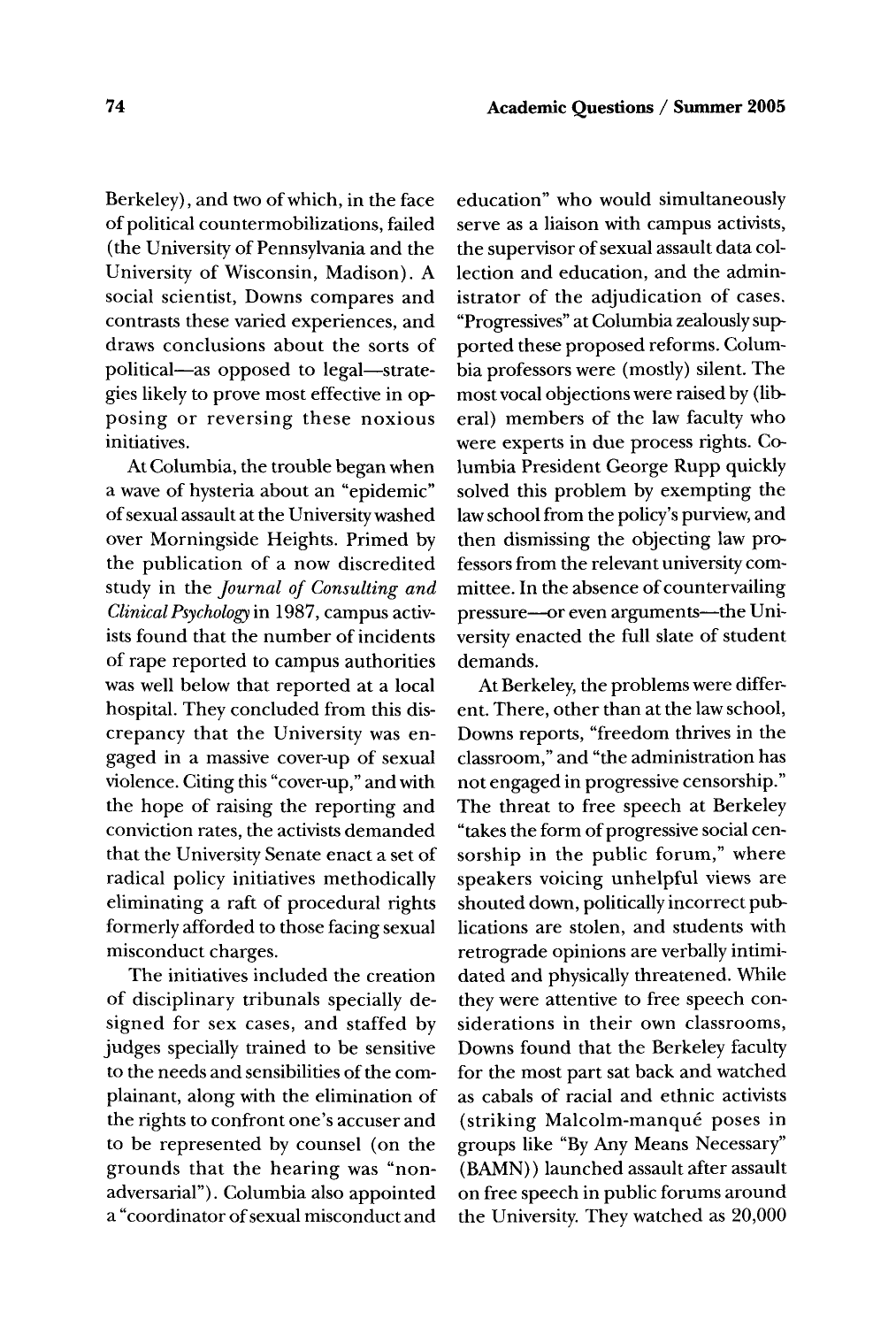Berkeley), and two of which, in the face of political countermobilizations, failed (the University of Pennsylvania and the University of Wisconsin, Madison). A social scientist, Downs compares and contrasts these varied experiences, and draws conclusions about the sorts of political—as opposed to legal—strategies likely to prove most effective in opposing or reversing these noxious initiatives.

At Columbia, the trouble began when a wave of hysteria about an "epidemic" of sexual assault at the University washed over Morningside Heights. Primed by the publication of a now discredited study in the *Journal of Consulting and Clinical Psychology* in 1987, campus activists found that the number of incidents of rape reported to campus authorities was well below that reported at a local hospital. They concluded from this discrepancy that the University was engaged in a massive cover-up of sexual violence. Citing this "cover-up," and with the hope of raising the reporting and conviction rates, the activists demanded that the University Senate enact a set of radical policy initiatives methodically eliminating a raft of procedural rights formerly afforded to those facing sexual misconduct charges.

The initiatives included the creation of disciplinary tribunals specially designed for sex cases, and staffed by judges specially trained to be sensitive to the needs and sensibilities of the complainant, along with the elimination of the rights to confront one's accuser and to be represented by counsel (on the grounds that the hearing was "non-adversarial"). Columbia also appointed a "coordinator of sexual misconduct and education" who would simultaneously serve as a liaison with campus activists, the supervisor of sexual assault data collection and education, and the administrator of the adjudication of cases. "Progressives" at Columbia zealously supported these proposed reforms. Columbia professors were (mostly) silent. The most vocal objections were raised by (liberal) members of the law faculty who were experts in due process rights. Columbia President George Rupp quickly solved this problem by exempting the law school from the policy's purview, and then dismissing the objecting law professors from the relevant university committee. In the absence of countervailing pressure—or even arguments—the University enacted the full slate of student demands.

At Berkeley, the problems were different. There, other than at the law school, Downs reports, "freedom thrives in the classroom," and "the administration has not engaged in progressive censorship." The threat to free speech at Berkeley "takes the form of progressive social censorship in the public forum," where speakers voicing unhelpful views are shouted down, politically incorrect publications are stolen, and students with retrograde opinions are verbally intimidated and physically threatened. While they were attentive to free speech considerations in their own classrooms, Downs found that the Berkeley faculty for the most part sat back and watched as cabals of racial and ethnic activists (striking Malcolm-manqué poses in groups like "By Any Means Necessary" (BAMN)) launched assault after assault on free speech in public forums around the University. They watched as 20,000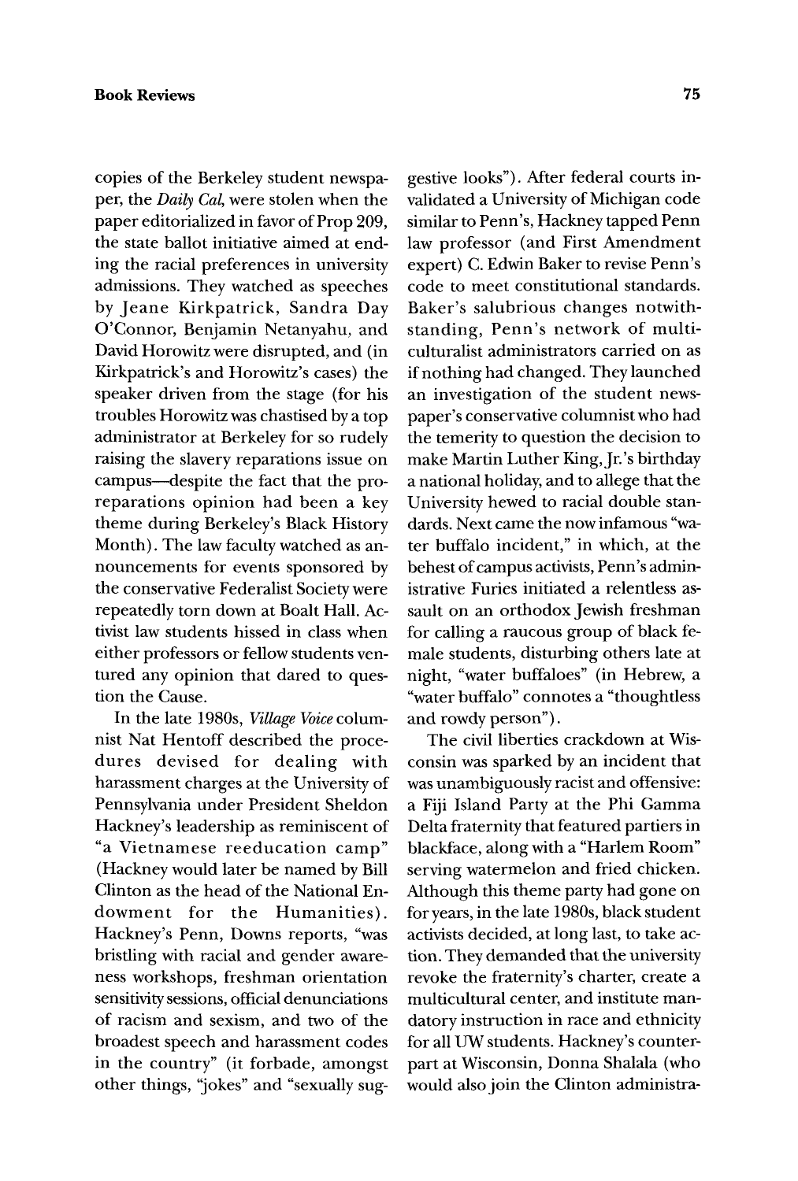copies of the Berkeley student newspaper, the *Daily Cal*, were stolen when the paper editorialized in favor of Prop 209, the state ballot initiative aimed at ending the racial preferences in university admissions. They watched as speeches by Jeane Kirkpatrick, Sandra Day O'Connor, Benjamin Netanyahu, and David Horowitz were disrupted, and (in Kirkpatrick's and Horowitz's cases) the speaker driven from the stage (for his troubles Horowitz was chastised by a top administrator at Berkeley for so rudely raising the slavery reparations issue on campus—despite the fact that the pro-reparations opinion had been a key theme during Berkeley's Black History Month). The law faculty watched as announcements for events sponsored by the conservative Federalist Society were repeatedly torn down at Boalt Hall. Activist law students hissed in class when either professors or fellow students ventured any opinion that dared to question the Cause.

In the late 1980s, *Village Voice* columnist Nat Hentoff described the procedures devised for dealing with harassment charges at the University of Pennsylvania under President Sheldon Hackney's leadership as reminiscent of "a Vietnamese reeducation camp" (Hackney would later be named by Bill Clinton as the head of the National Endowment for the Humanities). Hackney's Penn, Downs reports, "was bristling with racial and gender awareness workshops, freshman orientation sensitivity sessions, official denunciations of racism and sexism, and two of the broadest speech and harassment codes in the country" (it forbade, amongst other things, "jokes" and "sexually suggestive looks"). After federal courts invalidated a University of Michigan code similar to Penn's, Hackney tapped Penn law professor (and First Amendment expert) C. Edwin Baker to revise Penn's code to meet constitutional standards. Baker's salubrious changes notwithstanding, Penn's network of multiculturalist administrators carried on as if nothing had changed. They launched an investigation of the student newspaper's conservative columnist who had the temerity to question the decision to make Martin Luther King, Jr.'s birthday a national holiday, and to allege that the University hewed to racial double standards. Next came the now infamous "water buffalo incident," in which, at the behest of campus activists, Penn's administrative Furies initiated a relentless assault on an orthodox Jewish freshman for calling a raucous group of black female students, disturbing others late at night, "water buffaloes" (in Hebrew, a "water buffalo" connotes a "thoughtless and rowdy person").

The civil liberties crackdown at Wisconsin was sparked by an incident that was unambiguously racist and offensive: a Fiji Island Party at the Phi Gamma Delta fraternity that featured partiers in blackface, along with a "Harlem Room" serving watermelon and fried chicken. Although this theme party had gone on for years, in the late 1980s, black student activists decided, at long last, to take action. They demanded that the university revoke the fraternity's charter, create a multicultural center, and institute mandatory instruction in race and ethnicity for all UW students. Hackney's counterpart at Wisconsin, Donna Shalala (who would also join the Clinton administra-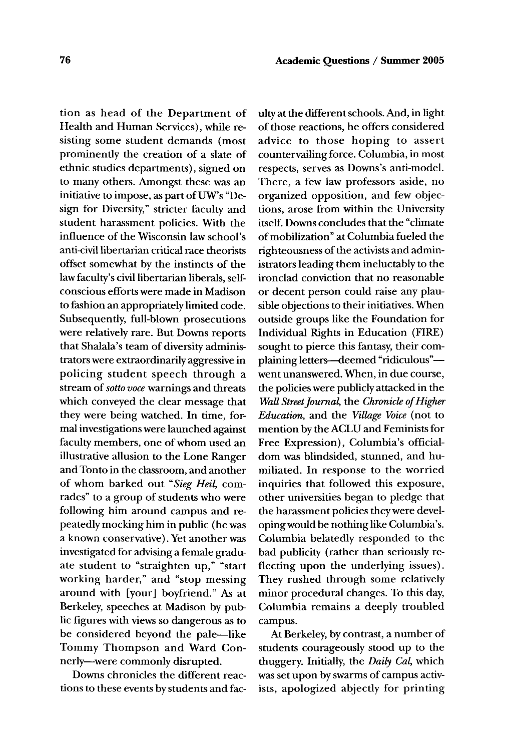tion as head of the Department of Health and Human Services), while resisting some student demands (most prominently the creation of a slate of ethnic studies departments), signed on to many others. Amongst these was an initiative to impose, as part of UW's "Design for Diversity," stricter faculty and student harassment policies. With the influence of the Wisconsin law school's anti-civil libertarian critical race theorists offset somewhat by the instincts of the law faculty's civil libertarian liberals, self-conscious efforts were made in Madison to fashion an appropriately limited code. Subsequently, full-blown prosecutions were relatively rare. But Downs reports that Shalala's team of diversity administrators were extraordinarily aggressive in policing student speech through a stream of *sotto voce* warnings and threats which conveyed the clear message that they were being watched. In time, formal investigations were launched against faculty members, one of whom used an illustrative allusion to the Lone Ranger and Tonto in the classroom, and another of whom barked out "*Sieg Heil*, comrades" to a group of students who were following him around campus and repeatedly mocking him in public (he was a known conservative). Yet another was investigated for advising a female graduate student to "straighten up," "start working harder," and "stop messing around with [your] boyfriend." As at Berkeley, speeches at Madison by public figures with views so dangerous as to be considered beyond the pale—like Tommy Thompson and Ward Connerly—were commonly disrupted.

Downs chronicles the different reactions to these events by students and faculty at the different schools. And, in light of those reactions, he offers considered advice to those hoping to assert countervailing force. Columbia, in most respects, serves as Downs's anti-model. There, a few law professors aside, no organized opposition, and few objections, arose from within the University itself. Downs concludes that the "climate of mobilization" at Columbia fueled the righteousness of the activists and administrators leading them ineluctably to the ironclad conviction that no reasonable or decent person could raise any plausible objections to their initiatives. When outside groups like the Foundation for Individual Rights in Education (FIRE) sought to pierce this fantasy, their complaining letters—deemed "ridiculous"—went unanswered. When, in due course, the policies were publicly attacked in the *Wall Street Journal*, the *Chronicle of Higher Education*, and the *Village Voice* (not to mention by the ACLU and Feminists for Free Expression), Columbia's officialdom was blindsided, stunned, and humiliated. In response to the worried inquiries that followed this exposure, other universities began to pledge that the harassment policies they were developing would be nothing like Columbia's. Columbia belatedly responded to the bad publicity (rather than seriously reflecting upon the underlying issues). They rushed through some relatively minor procedural changes. To this day, Columbia remains a deeply troubled campus.

At Berkeley, by contrast, a number of students courageously stood up to the thuggery. Initially, the *Daily Cal*, which was set upon by swarms of campus activists, apologized abjectly for printing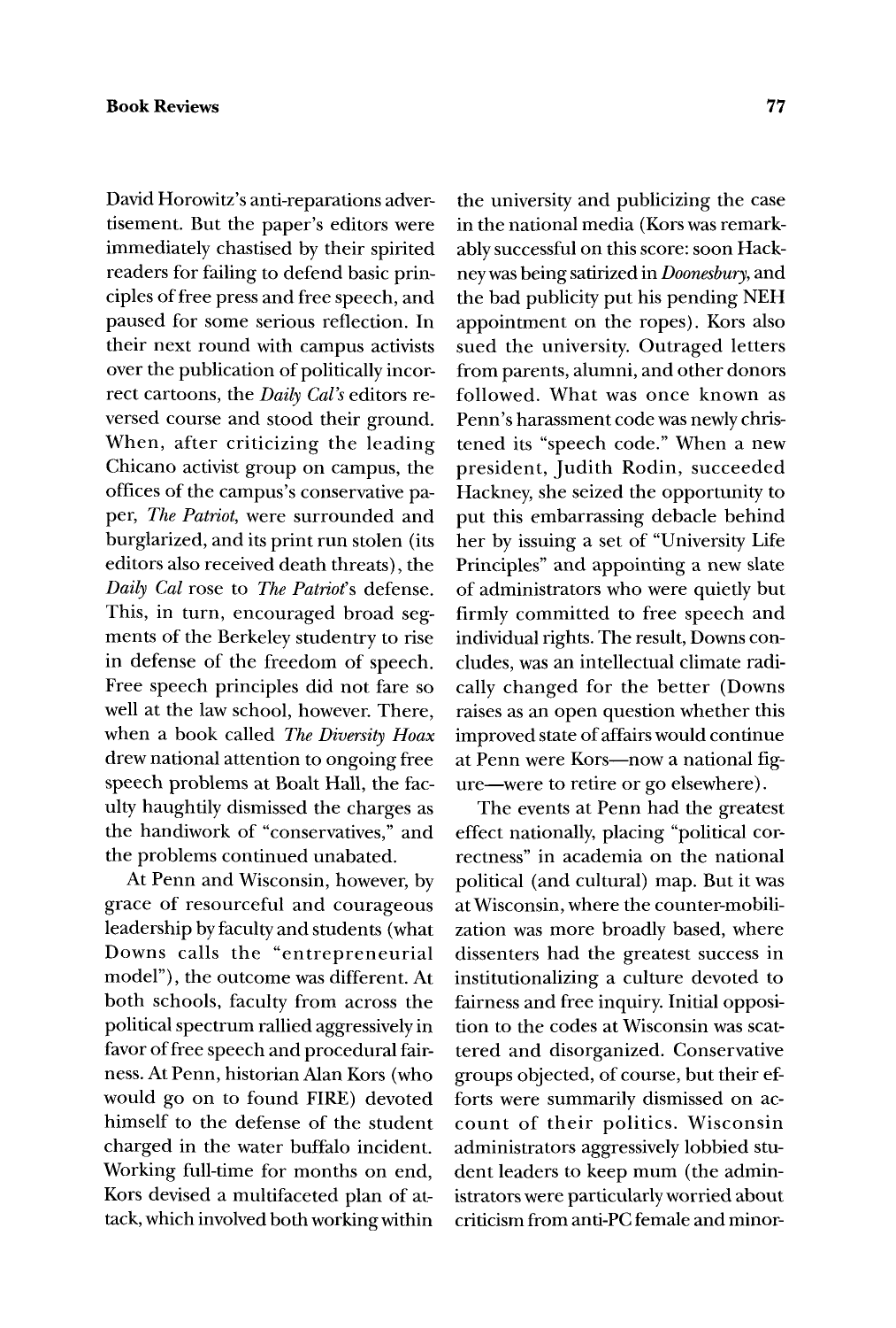David Horowitz's anti-reparations advertisement. But the paper's editors were immediately chastised by their spirited readers for failing to defend basic principles of free press and free speech, and paused for some serious reflection. In their next round with campus activists over the publication of politically incorrect cartoons, the *Daily Cal's* editors reversed course and stood their ground. When, after criticizing the leading Chicano activist group on campus, the offices of the campus's conservative paper, *The Patriot*, were surrounded and burglarized, and its print run stolen (its editors also received death threats), the *Daily Cal* rose to *The Patriot*'s defense. This, in turn, encouraged broad segments of the Berkeley studentry to rise in defense of the freedom of speech. Free speech principles did not fare so well at the law school, however. There, when a book called *The Diversity Hoax* drew national attention to ongoing free speech problems at Boalt Hall, the faculty haughtily dismissed the charges as the handiwork of "conservatives," and the problems continued unabated.

At Penn and Wisconsin, however, by grace of resourceful and courageous leadership by faculty and students (what Downs calls the "entrepreneurial model"), the outcome was different. At both schools, faculty from across the political spectrum rallied aggressively in favor of free speech and procedural fairness. At Penn, historian Alan Kors (who would go on to found FIRE) devoted himself to the defense of the student charged in the water buffalo incident. Working full-time for months on end, Kors devised a multifaceted plan of attack, which involved both working within the university and publicizing the case in the national media (Kors was remarkably successful on this score: soon Hackney was being satirized in *Doonesbury*, and the bad publicity put his pending NEH appointment on the ropes). Kors also sued the university. Outraged letters from parents, alumni, and other donors followed. What was once known as Penn's harassment code was newly christened its "speech code." When a new president, Judith Rodin, succeeded Hackney, she seized the opportunity to put this embarrassing debacle behind her by issuing a set of "University Life Principles" and appointing a new slate of administrators who were quietly but firmly committed to free speech and individual rights. The result, Downs concludes, was an intellectual climate radically changed for the better (Downs raises as an open question whether this improved state of affairs would continue at Penn were Kors—now a national figure—were to retire or go elsewhere).

The events at Penn had the greatest effect nationally, placing "political correctness" in academia on the national political (and cultural) map. But it was at Wisconsin, where the counter-mobilization was more broadly based, where dissenters had the greatest success in institutionalizing a culture devoted to fairness and free inquiry. Initial opposition to the codes at Wisconsin was scattered and disorganized. Conservative groups objected, of course, but their efforts were summarily dismissed on account of their politics. Wisconsin administrators aggressively lobbied student leaders to keep mum (the administrators were particularly worried about criticism from anti-PC female and minor-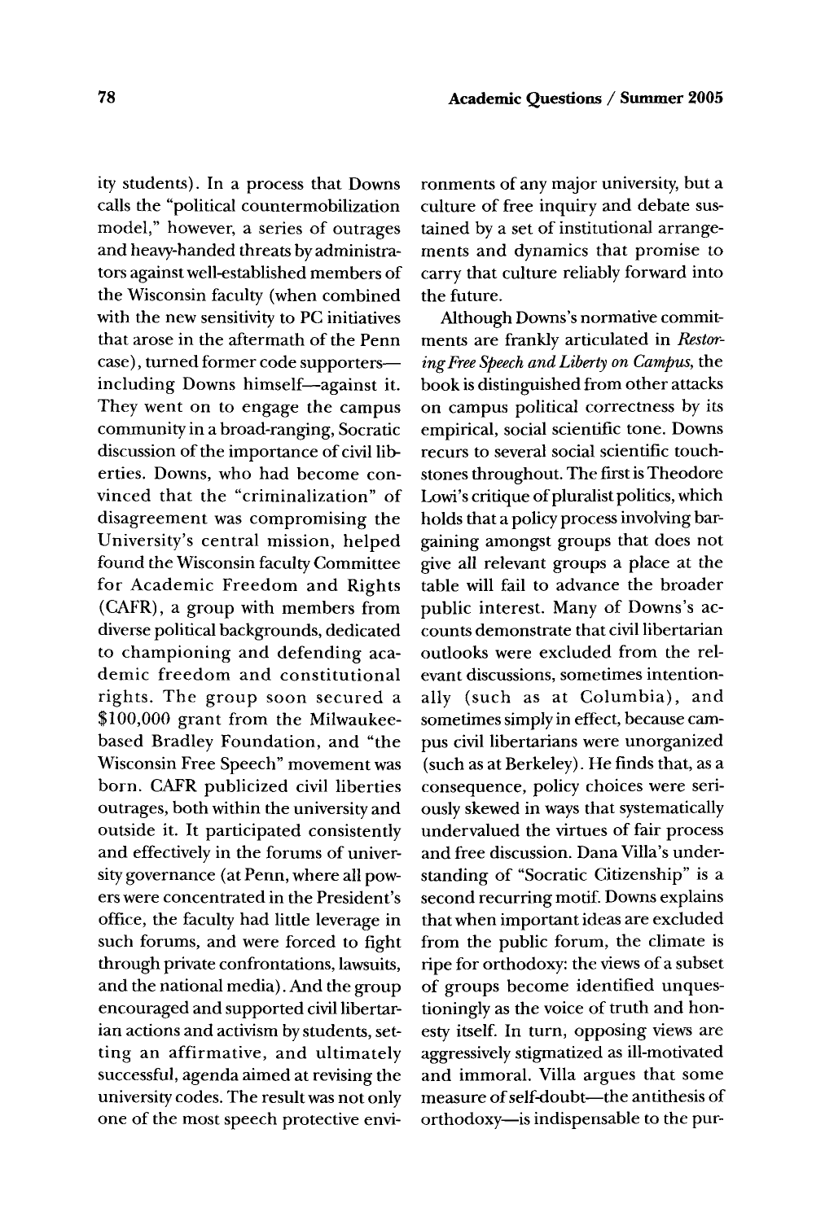ity students). In a process that Downs calls the "political countermobilization model," however, a series of outrages and heavy-handed threats by administrators against well-established members of the Wisconsin faculty (when combined with the new sensitivity to PC initiatives that arose in the aftermath of the Penn case), turned former code supporters—including Downs himself—against it. They went on to engage the campus community in a broad-ranging, Socratic discussion of the importance of civil liberties. Downs, who had become convinced that the "criminalization" of disagreement was compromising the University's central mission, helped found the Wisconsin faculty Committee for Academic Freedom and Rights (CAFR), a group with members from diverse political backgrounds, dedicated to championing and defending academic freedom and constitutional rights. The group soon secured a $100,000 grant from the Milwaukee-based Bradley Foundation, and "the Wisconsin Free Speech" movement was born. CAFR publicized civil liberties outrages, both within the university and outside it. It participated consistently and effectively in the forums of university governance (at Penn, where all powers were concentrated in the President's office, the faculty had little leverage in such forums, and were forced to fight through private confrontations, lawsuits, and the national media). And the group encouraged and supported civil libertarian actions and activism by students, setting an affirmative, and ultimately successful, agenda aimed at revising the university codes. The result was not only one of the most speech protective environments of any major university, but a culture of free inquiry and debate sustained by a set of institutional arrangements and dynamics that promise to carry that culture reliably forward into the future.

Although Downs's normative commitments are frankly articulated in *Restoring Free Speech and Liberty on Campus*, the book is distinguished from other attacks on campus political correctness by its empirical, social scientific tone. Downs recurs to several social scientific touchstones throughout. The first is Theodore Lowi's critique of pluralist politics, which holds that a policy process involving bargaining amongst groups that does not give all relevant groups a place at the table will fail to advance the broader public interest. Many of Downs's accounts demonstrate that civil libertarian outlooks were excluded from the relevant discussions, sometimes intentionally (such as at Columbia), and sometimes simply in effect, because campus civil libertarians were unorganized (such as at Berkeley). He finds that, as a consequence, policy choices were seriously skewed in ways that systematically undervalued the virtues of fair process and free discussion. Dana Villa's understanding of "Socratic Citizenship" is a second recurring motif. Downs explains that when important ideas are excluded from the public forum, the climate is ripe for orthodoxy: the views of a subset of groups become identified unquestioningly as the voice of truth and honesty itself. In turn, opposing views are aggressively stigmatized as ill-motivated and immoral. Villa argues that some measure of self-doubt—the antithesis of orthodoxy—is indispensable to the pur-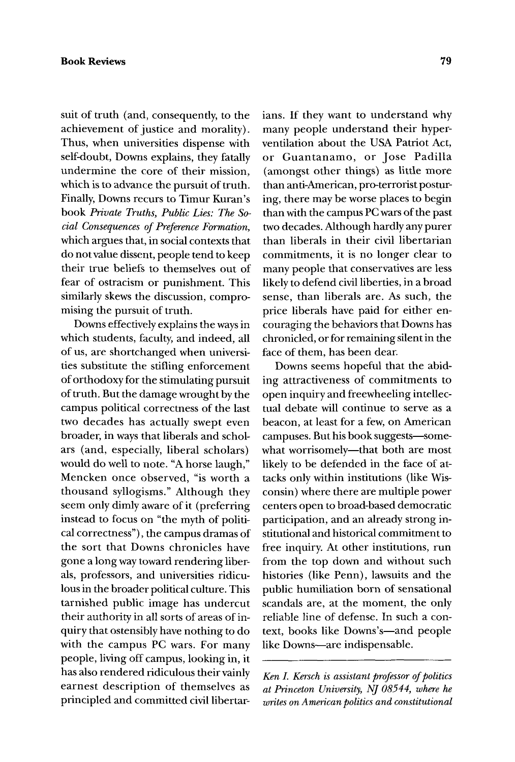suit of truth (and, consequently, to the achievement of justice and morality). Thus, when universities dispense with self-doubt, Downs explains, they fatally undermine the core of their mission, which is to advance the pursuit of truth. Finally, Downs recurs to Timur Kuran's book *Private Truths, Public Lies: The Social Consequences of Preference Formation*, which argues that, in social contexts that do not value dissent, people tend to keep their true beliefs to themselves out of fear of ostracism or punishment. This similarly skews the discussion, compromising the pursuit of truth.

Downs effectively explains the ways in which students, faculty, and indeed, all of us, are shortchanged when universities substitute the stifling enforcement of orthodoxy for the stimulating pursuit of truth. But the damage wrought by the campus political correctness of the last two decades has actually swept even broader, in ways that liberals and scholars (and, especially, liberal scholars) would do well to note. "A horse laugh," Mencken once observed, "is worth a thousand syllogisms." Although they seem only dimly aware of it (preferring instead to focus on "the myth of political correctness"), the campus dramas of the sort that Downs chronicles have gone a long way toward rendering liberals, professors, and universities ridiculous in the broader political culture. This tarnished public image has undercut their authority in all sorts of areas of inquiry that ostensibly have nothing to do with the campus PC wars. For many people, living off campus, looking in, it has also rendered ridiculous their vainly earnest description of themselves as principled and committed civil libertarians. If they want to understand why many people understand their hyperventilation about the USA Patriot Act, or Guantanamo, or Jose Padilla (amongst other things) as little more than anti-American, pro-terrorist posturing, there may be worse places to begin than with the campus PC wars of the past two decades. Although hardly any purer than liberals in their civil libertarian commitments, it is no longer clear to many people that conservatives are less likely to defend civil liberties, in a broad sense, than liberals are. As such, the price liberals have paid for either encouraging the behaviors that Downs has chronicled, or for remaining silent in the face of them, has been dear.

Downs seems hopeful that the abiding attractiveness of commitments to open inquiry and freewheeling intellectual debate will continue to serve as a beacon, at least for a few, on American campuses. But his book suggests—somewhat worrisomely—that both are most likely to be defended in the face of attacks only within institutions (like Wisconsin) where there are multiple power centers open to broad-based democratic participation, and an already strong institutional and historical commitment to free inquiry. At other institutions, run from the top down and without such histories (like Penn), lawsuits and the public humiliation born of sensational scandals are, at the moment, the only reliable line of defense. In such a context, books like Downs's—and people like Downs—are indispensable.

---

*Ken I. Kersch is assistant professor of politics at Princeton University, NJ 08544, where he writes on American politics and constitutional*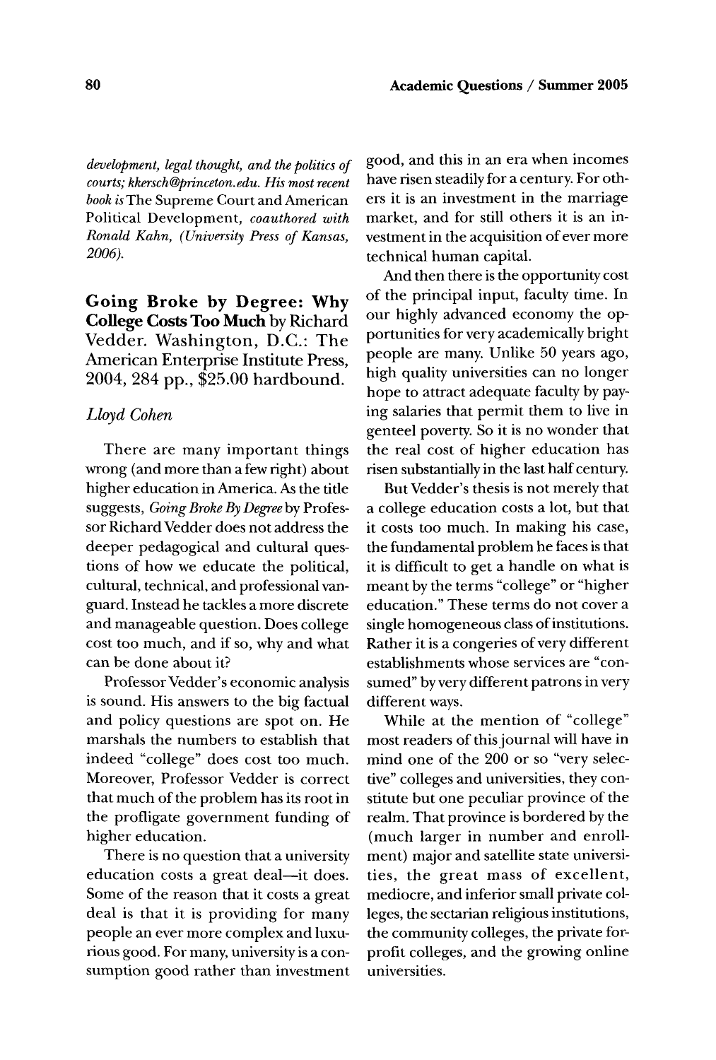*development, legal thought, and the politics of courts; kkersch@princeton.edu. His most recent book is* The Supreme Court and American Political Development, *coauthored with Ronald Kahn, (University Press of Kansas, 2006).*

## Going Broke by Degree: Why College Costs Too Much by Richard Vedder. Washington, D.C.: The American Enterprise Institute Press, 2004, 284 pp., $25.00 hardbound.

*Lloyd Cohen*

There are many important things wrong (and more than a few right) about higher education in America. As the title suggests, *Going Broke By Degree* by Professor Richard Vedder does not address the deeper pedagogical and cultural questions of how we educate the political, cultural, technical, and professional vanguard. Instead he tackles a more discrete and manageable question. Does college cost too much, and if so, why and what can be done about it?

Professor Vedder's economic analysis is sound. His answers to the big factual and policy questions are spot on. He marshals the numbers to establish that indeed "college" does cost too much. Moreover, Professor Vedder is correct that much of the problem has its root in the profligate government funding of higher education.

There is no question that a university education costs a great deal—it does. Some of the reason that it costs a great deal is that it is providing for many people an ever more complex and luxurious good. For many, university is a consumption good rather than investment good, and this in an era when incomes have risen steadily for a century. For others it is an investment in the marriage market, and for still others it is an investment in the acquisition of ever more technical human capital.

And then there is the opportunity cost of the principal input, faculty time. In our highly advanced economy the opportunities for very academically bright people are many. Unlike 50 years ago, high quality universities can no longer hope to attract adequate faculty by paying salaries that permit them to live in genteel poverty. So it is no wonder that the real cost of higher education has risen substantially in the last half century.

But Vedder's thesis is not merely that a college education costs a lot, but that it costs too much. In making his case, the fundamental problem he faces is that it is difficult to get a handle on what is meant by the terms "college" or "higher education." These terms do not cover a single homogeneous class of institutions. Rather it is a congeries of very different establishments whose services are "consumed" by very different patrons in very different ways.

While at the mention of "college" most readers of this journal will have in mind one of the 200 or so "very selective" colleges and universities, they constitute but one peculiar province of the realm. That province is bordered by the (much larger in number and enrollment) major and satellite state universities, the great mass of excellent, mediocre, and inferior small private colleges, the sectarian religious institutions, the community colleges, the private for-profit colleges, and the growing online universities.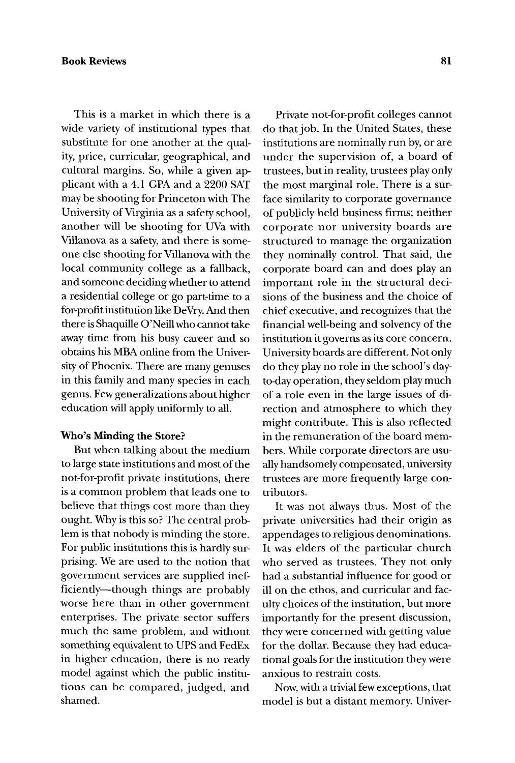This is a market in which there is a wide variety of institutional types that substitute for one another at the quality, price, curricular, geographical, and cultural margins. So, while a given applicant with a 4.1 GPA and a 2200 SAT may be shooting for Princeton with The University of Virginia as a safety school, another will be shooting for UVa with Villanova as a safety, and there is someone else shooting for Villanova with the local community college as a fallback, and someone deciding whether to attend a residential college or go part-time to a for-profit institution like DeVry. And then there is Shaquille O'Neill who cannot take away time from his busy career and so obtains his MBA online from the University of Phoenix. There are many genuses in this family and many species in each genus. Few generalizations about higher education will apply uniformly to all.

### Who's Minding the Store?

But when talking about the medium to large state institutions and most of the not-for-profit private institutions, there is a common problem that leads one to believe that things cost more than they ought. Why is this so? The central problem is that nobody is minding the store. For public institutions this is hardly surprising. We are used to the notion that government services are supplied inefficiently—though things are probably worse here than in other government enterprises. The private sector suffers much the same problem, and without something equivalent to UPS and FedEx in higher education, there is no ready model against which the public institutions can be compared, judged, and shamed.

Private not-for-profit colleges cannot do that job. In the United States, these institutions are nominally run by, or are under the supervision of, a board of trustees, but in reality, trustees play only the most marginal role. There is a surface similarity to corporate governance of publicly held business firms; neither corporate nor university boards are structured to manage the organization they nominally control. That said, the corporate board can and does play an important role in the structural decisions of the business and the choice of chief executive, and recognizes that the financial well-being and solvency of the institution it governs as its core concern. University boards are different. Not only do they play no role in the school's day-to-day operation, they seldom play much of a role even in the large issues of direction and atmosphere to which they might contribute. This is also reflected in the remuneration of the board members. While corporate directors are usually handsomely compensated, university trustees are more frequently large contributors.

It was not always thus. Most of the private universities had their origin as appendages to religious denominations. It was elders of the particular church who served as trustees. They not only had a substantial influence for good or ill on the ethos, and curricular and faculty choices of the institution, but more importantly for the present discussion, they were concerned with getting value for the dollar. Because they had educational goals for the institution they were anxious to restrain costs.

Now, with a trivial few exceptions, that model is but a distant memory. Univer-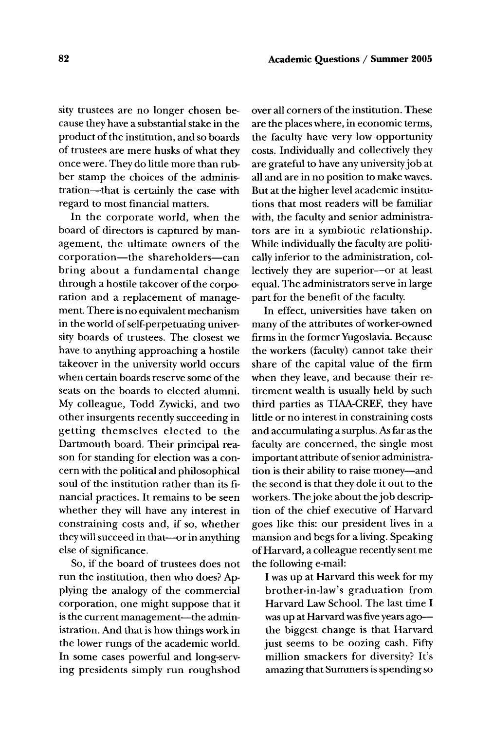sity trustees are no longer chosen because they have a substantial stake in the product of the institution, and so boards of trustees are mere husks of what they once were. They do little more than rubber stamp the choices of the administration—that is certainly the case with regard to most financial matters.

In the corporate world, when the board of directors is captured by management, the ultimate owners of the corporation—the shareholders—can bring about a fundamental change through a hostile takeover of the corporation and a replacement of management. There is no equivalent mechanism in the world of self-perpetuating university boards of trustees. The closest we have to anything approaching a hostile takeover in the university world occurs when certain boards reserve some of the seats on the boards to elected alumni. My colleague, Todd Zywicki, and two other insurgents recently succeeding in getting themselves elected to the Dartmouth board. Their principal reason for standing for election was a concern with the political and philosophical soul of the institution rather than its financial practices. It remains to be seen whether they will have any interest in constraining costs and, if so, whether they will succeed in that—or in anything else of significance.

So, if the board of trustees does not run the institution, then who does? Applying the analogy of the commercial corporation, one might suppose that it is the current management—the administration. And that is how things work in the lower rungs of the academic world. In some cases powerful and long-serving presidents simply run roughshod over all corners of the institution. These are the places where, in economic terms, the faculty have very low opportunity costs. Individually and collectively they are grateful to have any university job at all and are in no position to make waves. But at the higher level academic institutions that most readers will be familiar with, the faculty and senior administrators are in a symbiotic relationship. While individually the faculty are politically inferior to the administration, collectively they are superior—or at least equal. The administrators serve in large part for the benefit of the faculty.

In effect, universities have taken on many of the attributes of worker-owned firms in the former Yugoslavia. Because the workers (faculty) cannot take their share of the capital value of the firm when they leave, and because their retirement wealth is usually held by such third parties as TIAA-CREF, they have little or no interest in constraining costs and accumulating a surplus. As far as the faculty are concerned, the single most important attribute of senior administration is their ability to raise money—and the second is that they dole it out to the workers. The joke about the job description of the chief executive of Harvard goes like this: our president lives in a mansion and begs for a living. Speaking of Harvard, a colleague recently sent me the following e-mail:

> I was up at Harvard this week for my brother-in-law's graduation from Harvard Law School. The last time I was up at Harvard was five years ago—the biggest change is that Harvard just seems to be oozing cash. Fifty million smackers for diversity? It's amazing that Summers is spending so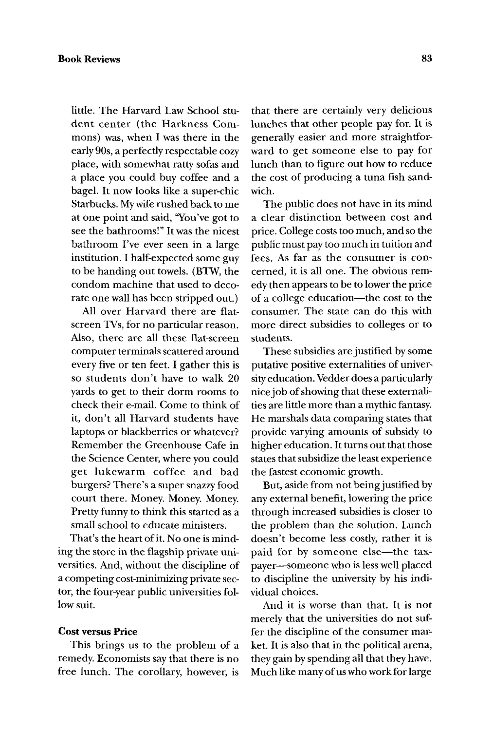little. The Harvard Law School student center (the Harkness Commons) was, when I was there in the early 90s, a perfectly respectable cozy place, with somewhat ratty sofas and a place you could buy coffee and a bagel. It now looks like a super-chic Starbucks. My wife rushed back to me at one point and said, "You've got to see the bathrooms!" It was the nicest bathroom I've ever seen in a large institution. I half-expected some guy to be handing out towels. (BTW, the condom machine that used to decorate one wall has been stripped out.)

All over Harvard there are flat-screen TVs, for no particular reason. Also, there are all these flat-screen computer terminals scattered around every five or ten feet. I gather this is so students don't have to walk 20 yards to get to their dorm rooms to check their e-mail. Come to think of it, don't all Harvard students have laptops or blackberries or whatever? Remember the Greenhouse Cafe in the Science Center, where you could get lukewarm coffee and bad burgers? There's a super snazzy food court there. Money. Money. Money. Pretty funny to think this started as a small school to educate ministers.

That's the heart of it. No one is minding the store in the flagship private universities. And, without the discipline of a competing cost-minimizing private sector, the four-year public universities follow suit.

### Cost versus Price

This brings us to the problem of a remedy. Economists say that there is no free lunch. The corollary, however, is that there are certainly very delicious lunches that other people pay for. It is generally easier and more straightforward to get someone else to pay for lunch than to figure out how to reduce the cost of producing a tuna fish sandwich.

The public does not have in its mind a clear distinction between cost and price. College costs too much, and so the public must pay too much in tuition and fees. As far as the consumer is concerned, it is all one. The obvious remedy then appears to be to lower the price of a college education—the cost to the consumer. The state can do this with more direct subsidies to colleges or to students.

These subsidies are justified by some putative positive externalities of university education. Vedder does a particularly nice job of showing that these externalities are little more than a mythic fantasy. He marshals data comparing states that provide varying amounts of subsidy to higher education. It turns out that those states that subsidize the least experience the fastest economic growth.

But, aside from not being justified by any external benefit, lowering the price through increased subsidies is closer to the problem than the solution. Lunch doesn't become less costly, rather it is paid for by someone else—the taxpayer—someone who is less well placed to discipline the university by his individual choices.

And it is worse than that. It is not merely that the universities do not suffer the discipline of the consumer market. It is also that in the political arena, they gain by spending all that they have. Much like many of us who work for large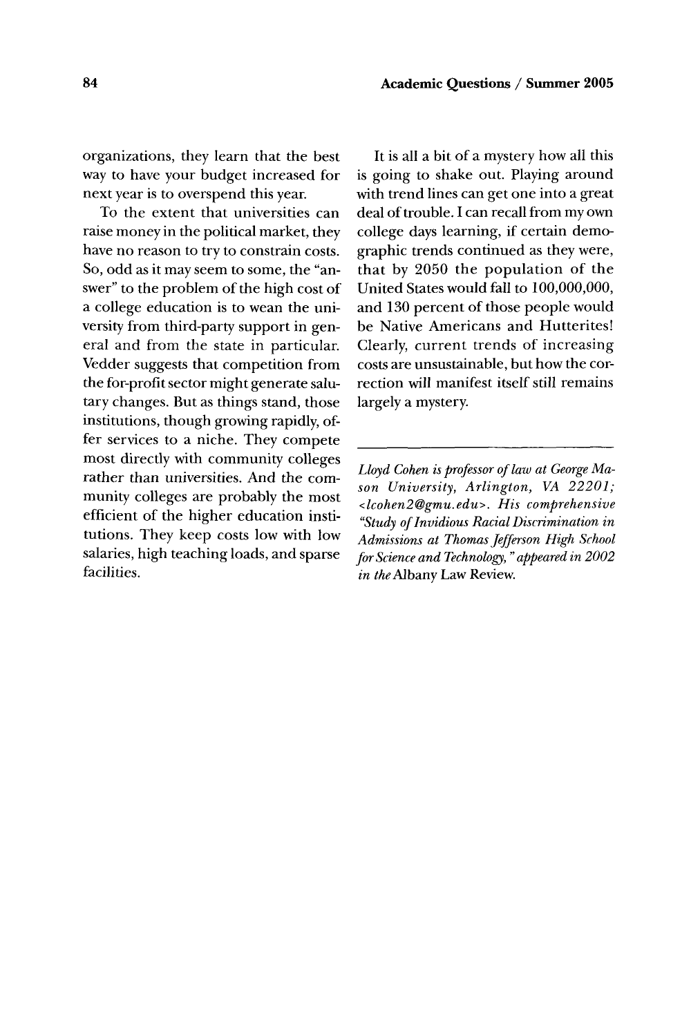organizations, they learn that the best way to have your budget increased for next year is to overspend this year.

To the extent that universities can raise money in the political market, they have no reason to try to constrain costs. So, odd as it may seem to some, the "answer" to the problem of the high cost of a college education is to wean the university from third-party support in general and from the state in particular. Vedder suggests that competition from the for-profit sector might generate salutary changes. But as things stand, those institutions, though growing rapidly, offer services to a niche. They compete most directly with community colleges rather than universities. And the community colleges are probably the most efficient of the higher education institutions. They keep costs low with low salaries, high teaching loads, and sparse facilities.

It is all a bit of a mystery how all this is going to shake out. Playing around with trend lines can get one into a great deal of trouble. I can recall from my own college days learning, if certain demographic trends continued as they were, that by 2050 the population of the United States would fall to 100,000,000, and 130 percent of those people would be Native Americans and Hutterites! Clearly, current trends of increasing costs are unsustainable, but how the correction will manifest itself still remains largely a mystery.

---

*Lloyd Cohen is professor of law at George Mason University, Arlington, VA 22201; <lcohen2@gmu.edu>. His comprehensive "Study of Invidious Racial Discrimination in Admissions at Thomas Jefferson High School for Science and Technology," appeared in 2002 in the* Albany Law Review.